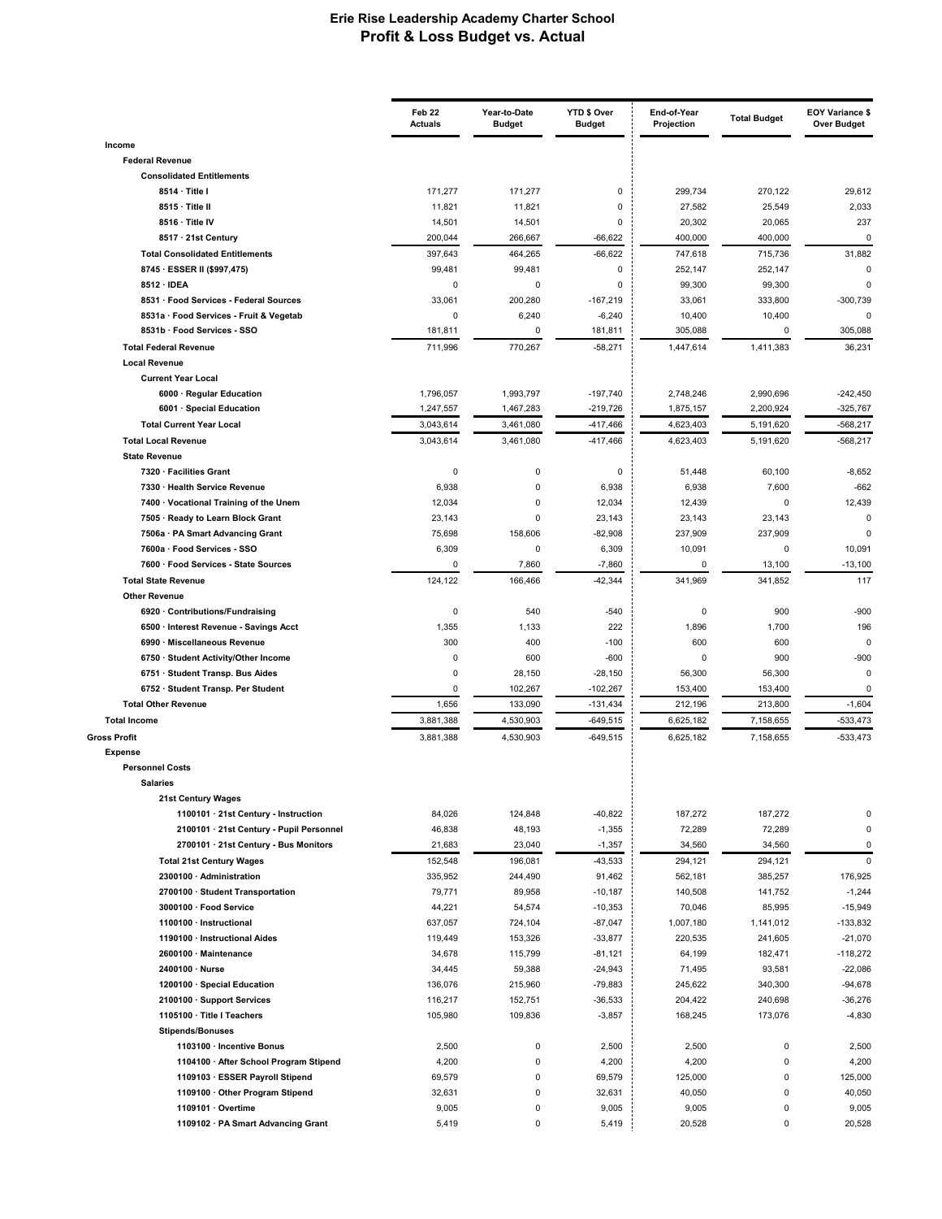# Erie Rise Leadership Academy Charter School
## Profit & Loss Budget vs. Actual

| | Feb 22 Actuals | Year-to-Date Budget | YTD $ Over Budget | End-of-Year Projection | Total Budget | EOY Variance $ Over Budget |
|---|---|---|---|---|---|---|
| **Income** | | | | | | |
| **Federal Revenue** | | | | | | |
| **Consolidated Entitlements** | | | | | | |
| **8514 · Title I** | 171,277 | 171,277 | 0 | 299,734 | 270,122 | 29,612 |
| **8515 · Title II** | 11,821 | 11,821 | 0 | 27,582 | 25,549 | 2,033 |
| **8516 · Title IV** | 14,501 | 14,501 | 0 | 20,302 | 20,065 | 237 |
| **8517 · 21st Century** | 200,044 | 266,667 | -66,622 | 400,000 | 400,000 | 0 |
| **Total Consolidated Entitlements** | 397,643 | 464,265 | -66,622 | 747,618 | 715,736 | 31,882 |
| **8745 · ESSER II ($997,475)** | 99,481 | 99,481 | 0 | 252,147 | 252,147 | 0 |
| **8512 · IDEA** | 0 | 0 | 0 | 99,300 | 99,300 | 0 |
| **8531 · Food Services - Federal Sources** | 33,061 | 200,280 | -167,219 | 33,061 | 333,800 | -300,739 |
| **8531a · Food Services - Fruit & Vegetab** | 0 | 6,240 | -6,240 | 10,400 | 10,400 | 0 |
| **8531b · Food Services - SSO** | 181,811 | 0 | 181,811 | 305,088 | 0 | 305,088 |
| **Total Federal Revenue** | 711,996 | 770,267 | -58,271 | 1,447,614 | 1,411,383 | 36,231 |
| **Local Revenue** | | | | | | |
| **Current Year Local** | | | | | | |
| **6000 · Regular Education** | 1,796,057 | 1,993,797 | -197,740 | 2,748,246 | 2,990,696 | -242,450 |
| **6001 · Special Education** | 1,247,557 | 1,467,283 | -219,726 | 1,875,157 | 2,200,924 | -325,767 |
| **Total Current Year Local** | 3,043,614 | 3,461,080 | -417,466 | 4,623,403 | 5,191,620 | -568,217 |
| **Total Local Revenue** | 3,043,614 | 3,461,080 | -417,466 | 4,623,403 | 5,191,620 | -568,217 |
| **State Revenue** | | | | | | |
| **7320 · Facilities Grant** | 0 | 0 | 0 | 51,448 | 60,100 | -8,652 |
| **7330 · Health Service Revenue** | 6,938 | 0 | 6,938 | 6,938 | 7,600 | -662 |
| **7400 · Vocational Training of the Unem** | 12,034 | 0 | 12,034 | 12,439 | 0 | 12,439 |
| **7505 · Ready to Learn Block Grant** | 23,143 | 0 | 23,143 | 23,143 | 23,143 | 0 |
| **7506a · PA Smart Advancing Grant** | 75,698 | 158,606 | -82,908 | 237,909 | 237,909 | 0 |
| **7600a · Food Services - SSO** | 6,309 | 0 | 6,309 | 10,091 | 0 | 10,091 |
| **7600 · Food Services - State Sources** | 0 | 7,860 | -7,860 | 0 | 13,100 | -13,100 |
| **Total State Revenue** | 124,122 | 166,466 | -42,344 | 341,969 | 341,852 | 117 |
| **Other Revenue** | | | | | | |
| **6920 · Contributions/Fundraising** | 0 | 540 | -540 | 0 | 900 | -900 |
| **6500 · Interest Revenue - Savings Acct** | 1,355 | 1,133 | 222 | 1,896 | 1,700 | 196 |
| **6990 · Miscellaneous Revenue** | 300 | 400 | -100 | 600 | 600 | 0 |
| **6750 · Student Activity/Other Income** | 0 | 600 | -600 | 0 | 900 | -900 |
| **6751 · Student Transp. Bus Aides** | 0 | 28,150 | -28,150 | 56,300 | 56,300 | 0 |
| **6752 · Student Transp. Per Student** | 0 | 102,267 | -102,267 | 153,400 | 153,400 | 0 |
| **Total Other Revenue** | 1,656 | 133,090 | -131,434 | 212,196 | 213,800 | -1,604 |
| **Total Income** | 3,881,388 | 4,530,903 | -649,515 | 6,625,182 | 7,158,655 | -533,473 |
| **Gross Profit** | 3,881,388 | 4,530,903 | -649,515 | 6,625,182 | 7,158,655 | -533,473 |
| **Expense** | | | | | | |
| **Personnel Costs** | | | | | | |
| **Salaries** | | | | | | |
| **21st Century Wages** | | | | | | |
| **1100101 · 21st Century - Instruction** | 84,026 | 124,848 | -40,822 | 187,272 | 187,272 | 0 |
| **2100101 · 21st Century - Pupil Personnel** | 46,838 | 48,193 | -1,355 | 72,289 | 72,289 | 0 |
| **2700101 · 21st Century - Bus Monitors** | 21,683 | 23,040 | -1,357 | 34,560 | 34,560 | 0 |
| **Total 21st Century Wages** | 152,548 | 196,081 | -43,533 | 294,121 | 294,121 | 0 |
| **2300100 · Administration** | 335,952 | 244,490 | 91,462 | 562,181 | 385,257 | 176,925 |
| **2700100 · Student Transportation** | 79,771 | 89,958 | -10,187 | 140,508 | 141,752 | -1,244 |
| **3000100 · Food Service** | 44,221 | 54,574 | -10,353 | 70,046 | 85,995 | -15,949 |
| **1100100 · Instructional** | 637,057 | 724,104 | -87,047 | 1,007,180 | 1,141,012 | -133,832 |
| **1190100 · Instructional Aides** | 119,449 | 153,326 | -33,877 | 220,535 | 241,605 | -21,070 |
| **2600100 · Maintenance** | 34,678 | 115,799 | -81,121 | 64,199 | 182,471 | -118,272 |
| **2400100 · Nurse** | 34,445 | 59,388 | -24,943 | 71,495 | 93,581 | -22,086 |
| **1200100 · Special Education** | 136,076 | 215,960 | -79,883 | 245,622 | 340,300 | -94,678 |
| **2100100 · Support Services** | 116,217 | 152,751 | -36,533 | 204,422 | 240,698 | -36,276 |
| **1105100 · Title I Teachers** | 105,980 | 109,836 | -3,857 | 168,245 | 173,076 | -4,830 |
| **Stipends/Bonuses** | | | | | | |
| **1103100 · Incentive Bonus** | 2,500 | 0 | 2,500 | 2,500 | 0 | 2,500 |
| **1104100 · After School Program Stipend** | 4,200 | 0 | 4,200 | 4,200 | 0 | 4,200 |
| **1109103 · ESSER Payroll Stipend** | 69,579 | 0 | 69,579 | 125,000 | 0 | 125,000 |
| **1109100 · Other Program Stipend** | 32,631 | 0 | 32,631 | 40,050 | 0 | 40,050 |
| **1109101 · Overtime** | 9,005 | 0 | 9,005 | 9,005 | 0 | 9,005 |
| **1109102 · PA Smart Advancing Grant** | 5,419 | 0 | 5,419 | 20,528 | 0 | 20,528 |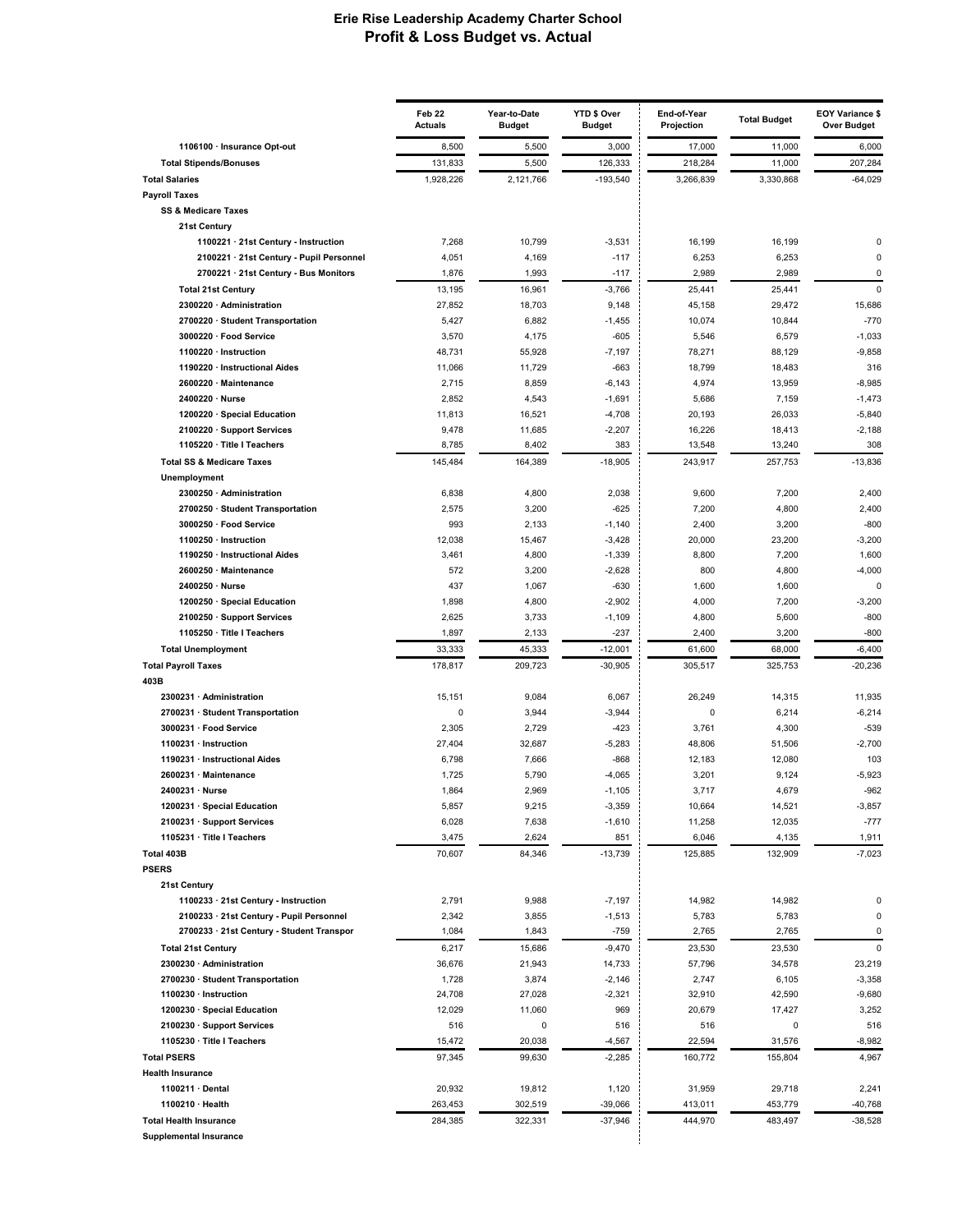# Erie Rise Leadership Academy Charter School
## Profit & Loss Budget vs. Actual

| | Feb 22 Actuals | Year-to-Date Budget | YTD $ Over Budget | End-of-Year Projection | Total Budget | EOY Variance $ Over Budget |
|---|---|---|---|---|---|---|
| 1106100 · Insurance Opt-out | 8,500 | 5,500 | 3,000 | 17,000 | 11,000 | 6,000 |
| **Total Stipends/Bonuses** | 131,833 | 5,500 | 126,333 | 218,284 | 11,000 | 207,284 |
| **Total Salaries** | 1,928,226 | 2,121,766 | -193,540 | 3,266,839 | 3,330,868 | -64,029 |
| **Payroll Taxes** | | | | | | |
| **SS & Medicare Taxes** | | | | | | |
| **21st Century** | | | | | | |
| 1100221 · 21st Century - Instruction | 7,268 | 10,799 | -3,531 | 16,199 | 16,199 | 0 |
| 2100221 · 21st Century - Pupil Personnel | 4,051 | 4,169 | -117 | 6,253 | 6,253 | 0 |
| 2700221 · 21st Century - Bus Monitors | 1,876 | 1,993 | -117 | 2,989 | 2,989 | 0 |
| **Total 21st Century** | 13,195 | 16,961 | -3,766 | 25,441 | 25,441 | 0 |
| 2300220 · Administration | 27,852 | 18,703 | 9,148 | 45,158 | 29,472 | 15,686 |
| 2700220 · Student Transportation | 5,427 | 6,882 | -1,455 | 10,074 | 10,844 | -770 |
| 3000220 · Food Service | 3,570 | 4,175 | -605 | 5,546 | 6,579 | -1,033 |
| 1100220 · Instruction | 48,731 | 55,928 | -7,197 | 78,271 | 88,129 | -9,858 |
| 1190220 · Instructional Aides | 11,066 | 11,729 | -663 | 18,799 | 18,483 | 316 |
| 2600220 · Maintenance | 2,715 | 8,859 | -6,143 | 4,974 | 13,959 | -8,985 |
| 2400220 · Nurse | 2,852 | 4,543 | -1,691 | 5,686 | 7,159 | -1,473 |
| 1200220 · Special Education | 11,813 | 16,521 | -4,708 | 20,193 | 26,033 | -5,840 |
| 2100220 · Support Services | 9,478 | 11,685 | -2,207 | 16,226 | 18,413 | -2,188 |
| 1105220 · Title I Teachers | 8,785 | 8,402 | 383 | 13,548 | 13,240 | 308 |
| **Total SS & Medicare Taxes** | 145,484 | 164,389 | -18,905 | 243,917 | 257,753 | -13,836 |
| **Unemployment** | | | | | | |
| 2300250 · Administration | 6,838 | 4,800 | 2,038 | 9,600 | 7,200 | 2,400 |
| 2700250 · Student Transportation | 2,575 | 3,200 | -625 | 7,200 | 4,800 | 2,400 |
| 3000250 · Food Service | 993 | 2,133 | -1,140 | 2,400 | 3,200 | -800 |
| 1100250 · Instruction | 12,038 | 15,467 | -3,428 | 20,000 | 23,200 | -3,200 |
| 1190250 · Instructional Aides | 3,461 | 4,800 | -1,339 | 8,800 | 7,200 | 1,600 |
| 2600250 · Maintenance | 572 | 3,200 | -2,628 | 800 | 4,800 | -4,000 |
| 2400250 · Nurse | 437 | 1,067 | -630 | 1,600 | 1,600 | 0 |
| 1200250 · Special Education | 1,898 | 4,800 | -2,902 | 4,000 | 7,200 | -3,200 |
| 2100250 · Support Services | 2,625 | 3,733 | -1,109 | 4,800 | 5,600 | -800 |
| 1105250 · Title I Teachers | 1,897 | 2,133 | -237 | 2,400 | 3,200 | -800 |
| **Total Unemployment** | 33,333 | 45,333 | -12,001 | 61,600 | 68,000 | -6,400 |
| **Total Payroll Taxes** | 178,817 | 209,723 | -30,905 | 305,517 | 325,753 | -20,236 |
| **403B** | | | | | | |
| 2300231 · Administration | 15,151 | 9,084 | 6,067 | 26,249 | 14,315 | 11,935 |
| 2700231 · Student Transportation | 0 | 3,944 | -3,944 | 0 | 6,214 | -6,214 |
| 3000231 · Food Service | 2,305 | 2,729 | -423 | 3,761 | 4,300 | -539 |
| 1100231 · Instruction | 27,404 | 32,687 | -5,283 | 48,806 | 51,506 | -2,700 |
| 1190231 · Instructional Aides | 6,798 | 7,666 | -868 | 12,183 | 12,080 | 103 |
| 2600231 · Maintenance | 1,725 | 5,790 | -4,065 | 3,201 | 9,124 | -5,923 |
| 2400231 · Nurse | 1,864 | 2,969 | -1,105 | 3,717 | 4,679 | -962 |
| 1200231 · Special Education | 5,857 | 9,215 | -3,359 | 10,664 | 14,521 | -3,857 |
| 2100231 · Support Services | 6,028 | 7,638 | -1,610 | 11,258 | 12,035 | -777 |
| 1105231 · Title I Teachers | 3,475 | 2,624 | 851 | 6,046 | 4,135 | 1,911 |
| **Total 403B** | 70,607 | 84,346 | -13,739 | 125,885 | 132,909 | -7,023 |
| **PSERS** | | | | | | |
| **21st Century** | | | | | | |
| 1100233 · 21st Century - Instruction | 2,791 | 9,988 | -7,197 | 14,982 | 14,982 | 0 |
| 2100233 · 21st Century - Pupil Personnel | 2,342 | 3,855 | -1,513 | 5,783 | 5,783 | 0 |
| 2700233 · 21st Century - Student Transpor | 1,084 | 1,843 | -759 | 2,765 | 2,765 | 0 |
| **Total 21st Century** | 6,217 | 15,686 | -9,470 | 23,530 | 23,530 | 0 |
| 2300230 · Administration | 36,676 | 21,943 | 14,733 | 57,796 | 34,578 | 23,219 |
| 2700230 · Student Transportation | 1,728 | 3,874 | -2,146 | 2,747 | 6,105 | -3,358 |
| 1100230 · Instruction | 24,708 | 27,028 | -2,321 | 32,910 | 42,590 | -9,680 |
| 1200230 · Special Education | 12,029 | 11,060 | 969 | 20,679 | 17,427 | 3,252 |
| 2100230 · Support Services | 516 | 0 | 516 | 516 | 0 | 516 |
| 1105230 · Title I Teachers | 15,472 | 20,038 | -4,567 | 22,594 | 31,576 | -8,982 |
| **Total PSERS** | 97,345 | 99,630 | -2,285 | 160,772 | 155,804 | 4,967 |
| **Health Insurance** | | | | | | |
| 1100211 · Dental | 20,932 | 19,812 | 1,120 | 31,959 | 29,718 | 2,241 |
| 1100210 · Health | 263,453 | 302,519 | -39,066 | 413,011 | 453,779 | -40,768 |
| **Total Health Insurance** | 284,385 | 322,331 | -37,946 | 444,970 | 483,497 | -38,528 |
| **Supplemental Insurance** | | | | | | |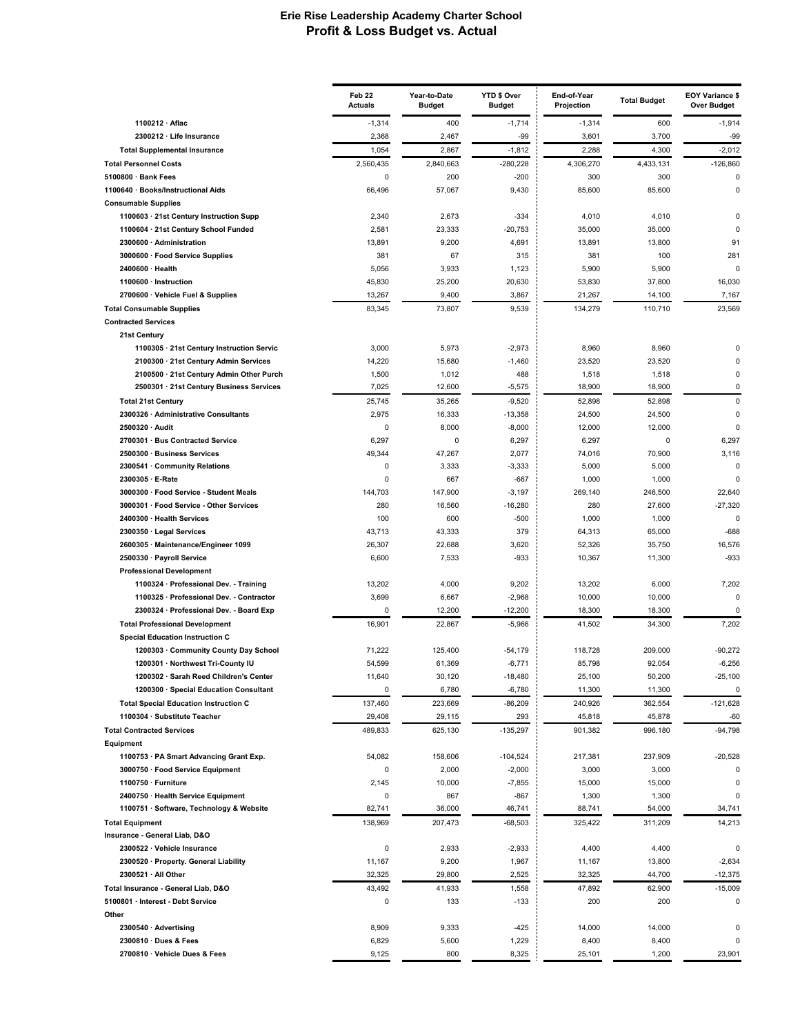# Erie Rise Leadership Academy Charter School
## Profit & Loss Budget vs. Actual

| | Feb 22 Actuals | Year-to-Date Budget | YTD $ Over Budget | End-of-Year Projection | Total Budget | EOY Variance $ Over Budget |
|---|---|---|---|---|---|---|
| 1100212 · Aflac | -1,314 | 400 | -1,714 | -1,314 | 600 | -1,914 |
| 2300212 · Life Insurance | 2,368 | 2,467 | -99 | 3,601 | 3,700 | -99 |
| Total Supplemental Insurance | 1,054 | 2,867 | -1,812 | 2,288 | 4,300 | -2,012 |
| Total Personnel Costs | 2,560,435 | 2,840,663 | -280,228 | 4,306,270 | 4,433,131 | -126,860 |
| 5100800 · Bank Fees | 0 | 200 | -200 | 300 | 300 | 0 |
| 1100640 · Books/Instructional Aids | 66,496 | 57,067 | 9,430 | 85,600 | 85,600 | 0 |
| Consumable Supplies | | | | | | |
| 1100603 · 21st Century Instruction Supp | 2,340 | 2,673 | -334 | 4,010 | 4,010 | 0 |
| 1100604 · 21st Century School Funded | 2,581 | 23,333 | -20,753 | 35,000 | 35,000 | 0 |
| 2300600 · Administration | 13,891 | 9,200 | 4,691 | 13,891 | 13,800 | 91 |
| 3000600 · Food Service Supplies | 381 | 67 | 315 | 381 | 100 | 281 |
| 2400600 · Health | 5,056 | 3,933 | 1,123 | 5,900 | 5,900 | 0 |
| 1100600 · Instruction | 45,830 | 25,200 | 20,630 | 53,830 | 37,800 | 16,030 |
| 2700600 · Vehicle Fuel & Supplies | 13,267 | 9,400 | 3,867 | 21,267 | 14,100 | 7,167 |
| Total Consumable Supplies | 83,345 | 73,807 | 9,539 | 134,279 | 110,710 | 23,569 |
| Contracted Services | | | | | | |
| 21st Century | | | | | | |
| 1100305 · 21st Century Instruction Servic | 3,000 | 5,973 | -2,973 | 8,960 | 8,960 | 0 |
| 2100300 · 21st Century Admin Services | 14,220 | 15,680 | -1,460 | 23,520 | 23,520 | 0 |
| 2100500 · 21st Century Admin Other Purch | 1,500 | 1,012 | 488 | 1,518 | 1,518 | 0 |
| 2500301 · 21st Century Business Services | 7,025 | 12,600 | -5,575 | 18,900 | 18,900 | 0 |
| Total 21st Century | 25,745 | 35,265 | -9,520 | 52,898 | 52,898 | 0 |
| 2300326 · Administrative Consultants | 2,975 | 16,333 | -13,358 | 24,500 | 24,500 | 0 |
| 2500320 · Audit | 0 | 8,000 | -8,000 | 12,000 | 12,000 | 0 |
| 2700301 · Bus Contracted Service | 6,297 | 0 | 6,297 | 6,297 | 0 | 6,297 |
| 2500300 · Business Services | 49,344 | 47,267 | 2,077 | 74,016 | 70,900 | 3,116 |
| 2300541 · Community Relations | 0 | 3,333 | -3,333 | 5,000 | 5,000 | 0 |
| 2300305 · E-Rate | 0 | 667 | -667 | 1,000 | 1,000 | 0 |
| 3000300 · Food Service - Student Meals | 144,703 | 147,900 | -3,197 | 269,140 | 246,500 | 22,640 |
| 3000301 · Food Service - Other Services | 280 | 16,560 | -16,280 | 280 | 27,600 | -27,320 |
| 2400300 · Health Services | 100 | 600 | -500 | 1,000 | 1,000 | 0 |
| 2300350 · Legal Services | 43,713 | 43,333 | 379 | 64,313 | 65,000 | -688 |
| 2600305 · Maintenance/Engineer 1099 | 26,307 | 22,688 | 3,620 | 52,326 | 35,750 | 16,576 |
| 2500330 · Payroll Service | 6,600 | 7,533 | -933 | 10,367 | 11,300 | -933 |
| Professional Development | | | | | | |
| 1100324 · Professional Dev. - Training | 13,202 | 4,000 | 9,202 | 13,202 | 6,000 | 7,202 |
| 1100325 · Professional Dev. - Contractor | 3,699 | 6,667 | -2,968 | 10,000 | 10,000 | 0 |
| 2300324 · Professional Dev. - Board Exp | 0 | 12,200 | -12,200 | 18,300 | 18,300 | 0 |
| Total Professional Development | 16,901 | 22,867 | -5,966 | 41,502 | 34,300 | 7,202 |
| Special Education Instruction C | | | | | | |
| 1200303 · Community County Day School | 71,222 | 125,400 | -54,179 | 118,728 | 209,000 | -90,272 |
| 1200301 · Northwest Tri-County IU | 54,599 | 61,369 | -6,771 | 85,798 | 92,054 | -6,256 |
| 1200302 · Sarah Reed Children's Center | 11,640 | 30,120 | -18,480 | 25,100 | 50,200 | -25,100 |
| 1200300 · Special Education Consultant | 0 | 6,780 | -6,780 | 11,300 | 11,300 | 0 |
| Total Special Education Instruction C | 137,460 | 223,669 | -86,209 | 240,926 | 362,554 | -121,628 |
| 1100304 · Substitute Teacher | 29,408 | 29,115 | 293 | 45,818 | 45,878 | -60 |
| Total Contracted Services | 489,833 | 625,130 | -135,297 | 901,382 | 996,180 | -94,798 |
| Equipment | | | | | | |
| 1100753 · PA Smart Advancing Grant Exp. | 54,082 | 158,606 | -104,524 | 217,381 | 237,909 | -20,528 |
| 3000750 · Food Service Equipment | 0 | 2,000 | -2,000 | 3,000 | 3,000 | 0 |
| 1100750 · Furniture | 2,145 | 10,000 | -7,855 | 15,000 | 15,000 | 0 |
| 2400750 · Health Service Equipment | 0 | 867 | -867 | 1,300 | 1,300 | 0 |
| 1100751 · Software, Technology & Website | 82,741 | 36,000 | 46,741 | 88,741 | 54,000 | 34,741 |
| Total Equipment | 138,969 | 207,473 | -68,503 | 325,422 | 311,209 | 14,213 |
| Insurance - General Liab, D&O | | | | | | |
| 2300522 · Vehicle Insurance | 0 | 2,933 | -2,933 | 4,400 | 4,400 | 0 |
| 2300520 · Property. General Liability | 11,167 | 9,200 | 1,967 | 11,167 | 13,800 | -2,634 |
| 2300521 · All Other | 32,325 | 29,800 | 2,525 | 32,325 | 44,700 | -12,375 |
| Total Insurance - General Liab, D&O | 43,492 | 41,933 | 1,558 | 47,892 | 62,900 | -15,009 |
| 5100801 · Interest - Debt Service | 0 | 133 | -133 | 200 | 200 | 0 |
| Other | | | | | | |
| 2300540 · Advertising | 8,909 | 9,333 | -425 | 14,000 | 14,000 | 0 |
| 2300810 · Dues & Fees | 6,829 | 5,600 | 1,229 | 8,400 | 8,400 | 0 |
| 2700810 · Vehicle Dues & Fees | 9,125 | 800 | 8,325 | 25,101 | 1,200 | 23,901 |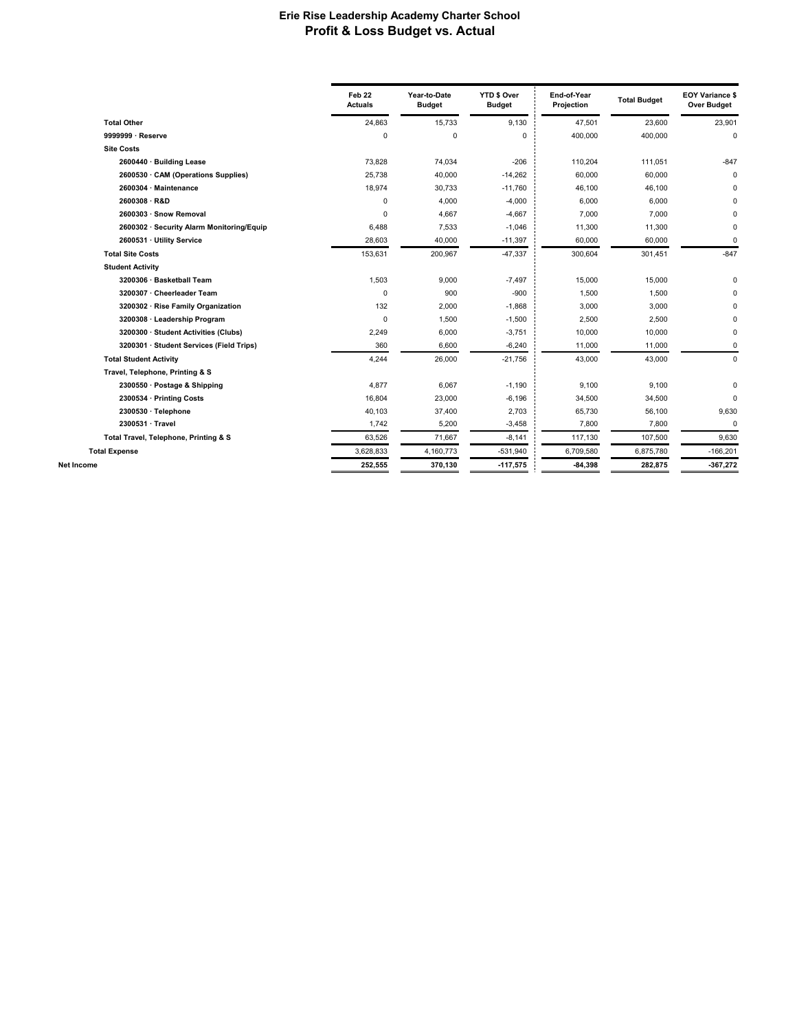# Erie Rise Leadership Academy Charter School
## Profit & Loss Budget vs. Actual

| | Feb 22 Actuals | Year-to-Date Budget | YTD $ Over Budget | End-of-Year Projection | Total Budget | EOY Variance $ Over Budget |
|---|---|---|---|---|---|---|
| **Total Other** | 24,863 | 15,733 | 9,130 | 47,501 | 23,600 | 23,901 |
| **9999999 · Reserve** | 0 | 0 | 0 | 400,000 | 400,000 | 0 |
| **Site Costs** | | | | | | |
| **2600440 · Building Lease** | 73,828 | 74,034 | -206 | 110,204 | 111,051 | -847 |
| **2600530 · CAM (Operations Supplies)** | 25,738 | 40,000 | -14,262 | 60,000 | 60,000 | 0 |
| **2600304 · Maintenance** | 18,974 | 30,733 | -11,760 | 46,100 | 46,100 | 0 |
| **2600308 · R&D** | 0 | 4,000 | -4,000 | 6,000 | 6,000 | 0 |
| **2600303 · Snow Removal** | 0 | 4,667 | -4,667 | 7,000 | 7,000 | 0 |
| **2600302 · Security Alarm Monitoring/Equip** | 6,488 | 7,533 | -1,046 | 11,300 | 11,300 | 0 |
| **2600531 · Utility Service** | 28,603 | 40,000 | -11,397 | 60,000 | 60,000 | 0 |
| **Total Site Costs** | 153,631 | 200,967 | -47,337 | 300,604 | 301,451 | -847 |
| **Student Activity** | | | | | | |
| **3200306 · Basketball Team** | 1,503 | 9,000 | -7,497 | 15,000 | 15,000 | 0 |
| **3200307 · Cheerleader Team** | 0 | 900 | -900 | 1,500 | 1,500 | 0 |
| **3200302 · Rise Family Organization** | 132 | 2,000 | -1,868 | 3,000 | 3,000 | 0 |
| **3200308 · Leadership Program** | 0 | 1,500 | -1,500 | 2,500 | 2,500 | 0 |
| **3200300 · Student Activities (Clubs)** | 2,249 | 6,000 | -3,751 | 10,000 | 10,000 | 0 |
| **3200301 · Student Services (Field Trips)** | 360 | 6,600 | -6,240 | 11,000 | 11,000 | 0 |
| **Total Student Activity** | 4,244 | 26,000 | -21,756 | 43,000 | 43,000 | 0 |
| **Travel, Telephone, Printing & S** | | | | | | |
| **2300550 · Postage & Shipping** | 4,877 | 6,067 | -1,190 | 9,100 | 9,100 | 0 |
| **2300534 · Printing Costs** | 16,804 | 23,000 | -6,196 | 34,500 | 34,500 | 0 |
| **2300530 · Telephone** | 40,103 | 37,400 | 2,703 | 65,730 | 56,100 | 9,630 |
| **2300531 · Travel** | 1,742 | 5,200 | -3,458 | 7,800 | 7,800 | 0 |
| **Total Travel, Telephone, Printing & S** | 63,526 | 71,667 | -8,141 | 117,130 | 107,500 | 9,630 |
| **Total Expense** | 3,628,833 | 4,160,773 | -531,940 | 6,709,580 | 6,875,780 | -166,201 |
| **Net Income** | **252,555** | **370,130** | **-117,575** | **-84,398** | **282,875** | **-367,272** |